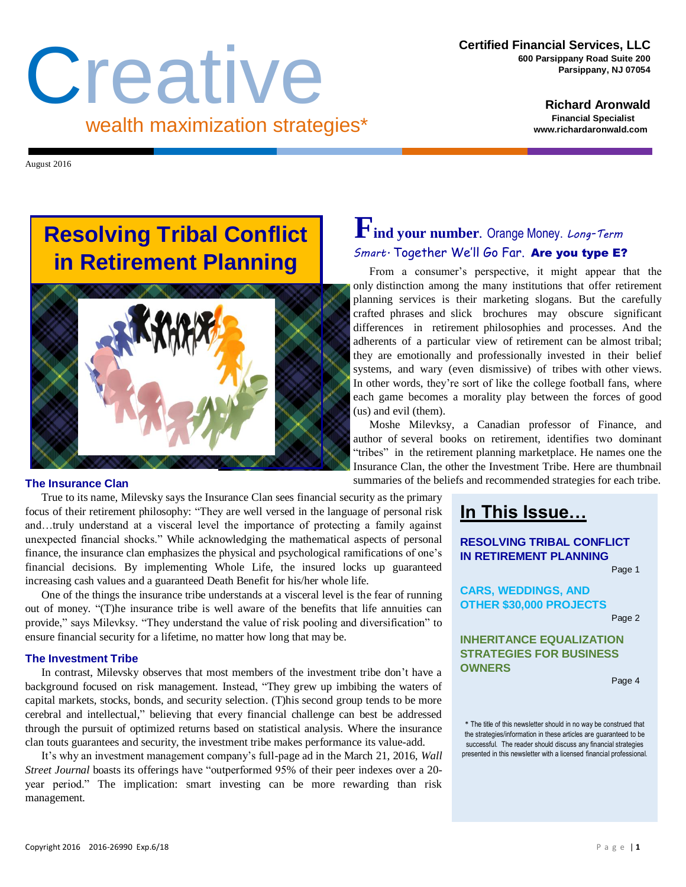# Creative

wealth maximization strategies*

**Certified Financial Services, LLC**
600 Parsippany Road Suite 200
Parsippany, NJ 07054

**Richard Aronwald**
Financial Specialist
www.richardaronwald.com

August 2016

## Resolving Tribal Conflict in Retirement Planning

**Find your number.** Orange Money. *Long-Term Smart.* Together We'll Go Far. **Are you type E?**

From a consumer's perspective, it might appear that the only distinction among the many institutions that offer retirement planning services is their marketing slogans. But the carefully crafted phrases and slick brochures may obscure significant differences in retirement philosophies and processes. And the adherents of a particular view of retirement can be almost tribal; they are emotionally and professionally invested in their belief systems, and wary (even dismissive) of tribes with other views. In other words, they're sort of like the college football fans, where each game becomes a morality play between the forces of good (us) and evil (them).

Moshe Milevksy, a Canadian professor of Finance, and author of several books on retirement, identifies two dominant "tribes" in the retirement planning marketplace. He names one the Insurance Clan, the other the Investment Tribe. Here are thumbnail summaries of the beliefs and recommended strategies for each tribe.

### The Insurance Clan

True to its name, Milevsky says the Insurance Clan sees financial security as the primary focus of their retirement philosophy: "They are well versed in the language of personal risk and…truly understand at a visceral level the importance of protecting a family against unexpected financial shocks." While acknowledging the mathematical aspects of personal finance, the insurance clan emphasizes the physical and psychological ramifications of one's financial decisions. By implementing Whole Life, the insured locks up guaranteed increasing cash values and a guaranteed Death Benefit for his/her whole life.

One of the things the insurance tribe understands at a visceral level is the fear of running out of money. "(T)he insurance tribe is well aware of the benefits that life annuities can provide," says Milevksy. "They understand the value of risk pooling and diversification" to ensure financial security for a lifetime, no matter how long that may be.

### The Investment Tribe

In contrast, Milevsky observes that most members of the investment tribe don't have a background focused on risk management. Instead, "They grew up imbibing the waters of capital markets, stocks, bonds, and security selection. (T)his second group tends to be more cerebral and intellectual," believing that every financial challenge can best be addressed through the pursuit of optimized returns based on statistical analysis. Where the insurance clan touts guarantees and security, the investment tribe makes performance its value-add.

It's why an investment management company's full-page ad in the March 21, 2016, *Wall Street Journal* boasts its offerings have "outperformed 95% of their peer indexes over a 20-year period." The implication: smart investing can be more rewarding than risk management.

## In This Issue…

**RESOLVING TRIBAL CONFLICT IN RETIREMENT PLANNING** — Page 1

**CARS, WEDDINGS, AND OTHER $30,000 PROJECTS** — Page 2

**INHERITANCE EQUALIZATION STRATEGIES FOR BUSINESS OWNERS** — Page 4

* The title of this newsletter should in no way be construed that the strategies/information in these articles are guaranteed to be successful. The reader should discuss any financial strategies presented in this newsletter with a licensed financial professional.

Copyright 2016 2016-26990 Exp.6/18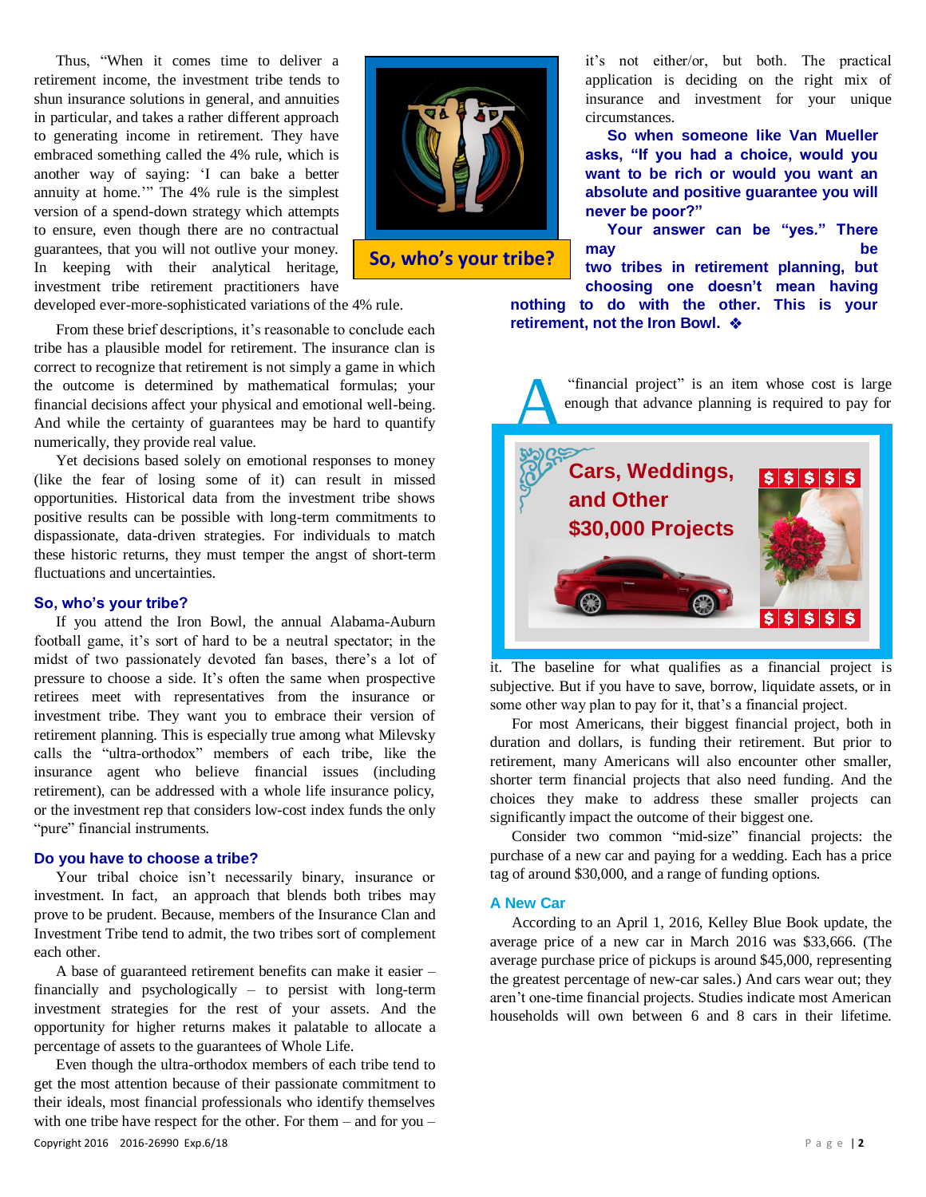Thus, "When it comes time to deliver a retirement income, the investment tribe tends to shun insurance solutions in general, and annuities in particular, and takes a rather different approach to generating income in retirement. They have embraced something called the 4% rule, which is another way of saying: 'I can bake a better annuity at home.'" The 4% rule is the simplest version of a spend-down strategy which attempts to ensure, even though there are no contractual guarantees, that you will not outlive your money. In keeping with their analytical heritage, investment tribe retirement practitioners have developed ever-more-sophisticated variations of the 4% rule.

From these brief descriptions, it's reasonable to conclude each tribe has a plausible model for retirement. The insurance clan is correct to recognize that retirement is not simply a game in which the outcome is determined by mathematical formulas; your financial decisions affect your physical and emotional well-being. And while the certainty of guarantees may be hard to quantify numerically, they provide real value.

Yet decisions based solely on emotional responses to money (like the fear of losing some of it) can result in missed opportunities. Historical data from the investment tribe shows positive results can be possible with long-term commitments to dispassionate, data-driven strategies. For individuals to match these historic returns, they must temper the angst of short-term fluctuations and uncertainties.

**So, who's your tribe?**

If you attend the Iron Bowl, the annual Alabama-Auburn football game, it's sort of hard to be a neutral spectator; in the midst of two passionately devoted fan bases, there's a lot of pressure to choose a side. It's often the same when prospective retirees meet with representatives from the insurance or investment tribe. They want you to embrace their version of retirement planning. This is especially true among what Milevsky calls the "ultra-orthodox" members of each tribe, like the insurance agent who believe financial issues (including retirement), can be addressed with a whole life insurance policy, or the investment rep that considers low-cost index funds the only "pure" financial instruments.

**Do you have to choose a tribe?**

Your tribal choice isn't necessarily binary, insurance or investment. In fact, an approach that blends both tribes may prove to be prudent. Because, members of the Insurance Clan and Investment Tribe tend to admit, the two tribes sort of complement each other.

A base of guaranteed retirement benefits can make it easier – financially and psychologically – to persist with long-term investment strategies for the rest of your assets. And the opportunity for higher returns makes it palatable to allocate a percentage of assets to the guarantees of Whole Life.

Even though the ultra-orthodox members of each tribe tend to get the most attention because of their passionate commitment to their ideals, most financial professionals who identify themselves with one tribe have respect for the other. For them – and for you – it's not either/or, but both. The practical application is deciding on the right mix of insurance and investment for your unique circumstances.

So, who's your tribe?

**So when someone like Van Mueller asks, "If you had a choice, would you want to be rich or would you want an absolute and positive guarantee you will never be poor?"**

**Your answer can be "yes." There may be two tribes in retirement planning, but choosing one doesn't mean having nothing to do with the other. This is your retirement, not the Iron Bowl. ❖**

## Cars, Weddings, and Other $30,000 Projects

A "financial project" is an item whose cost is large enough that advance planning is required to pay for it. The baseline for what qualifies as a financial project is subjective. But if you have to save, borrow, liquidate assets, or in some other way plan to pay for it, that's a financial project.

For most Americans, their biggest financial project, both in duration and dollars, is funding their retirement. But prior to retirement, many Americans will also encounter other smaller, shorter term financial projects that also need funding. And the choices they make to address these smaller projects can significantly impact the outcome of their biggest one.

Consider two common "mid-size" financial projects: the purchase of a new car and paying for a wedding. Each has a price tag of around $30,000, and a range of funding options.

**A New Car**

According to an April 1, 2016, Kelley Blue Book update, the average price of a new car in March 2016 was $33,666. (The average purchase price of pickups is around $45,000, representing the greatest percentage of new-car sales.) And cars wear out; they aren't one-time financial projects. Studies indicate most American households will own between 6 and 8 cars in their lifetime.

Copyright 2016 2016-26990 Exp.6/18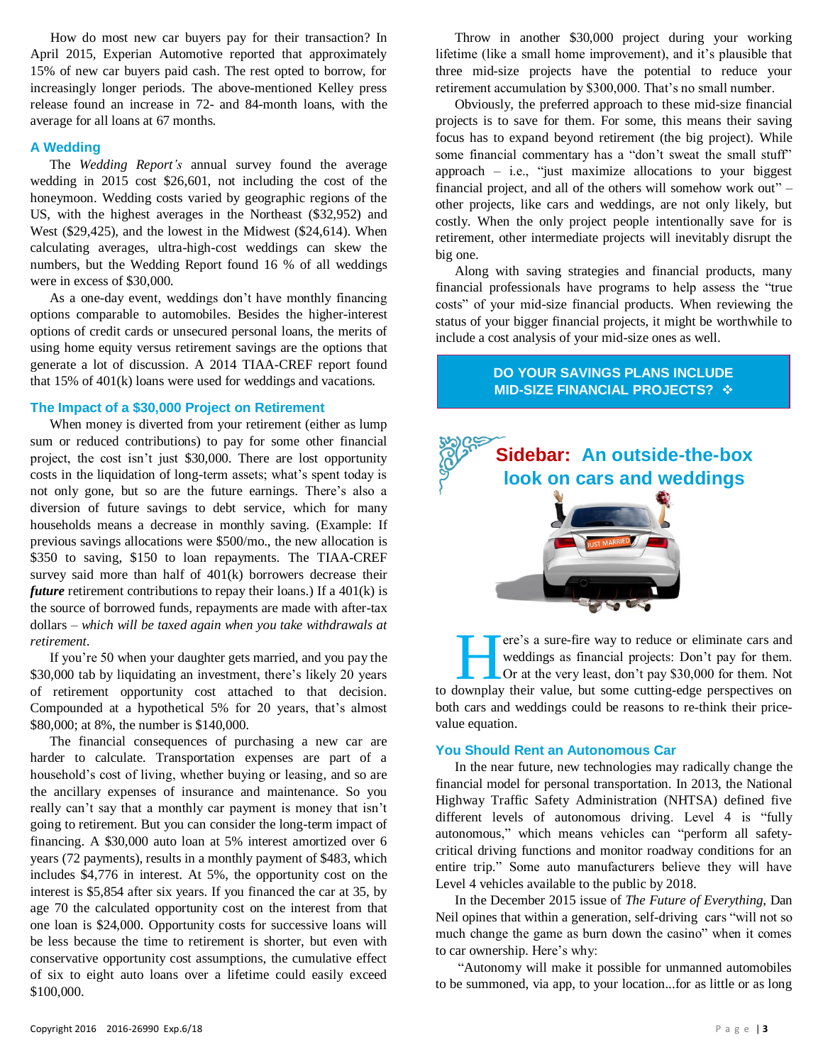How do most new car buyers pay for their transaction? In April 2015, Experian Automotive reported that approximately 15% of new car buyers paid cash. The rest opted to borrow, for increasingly longer periods. The above-mentioned Kelley press release found an increase in 72- and 84-month loans, with the average for all loans at 67 months.

### A Wedding

The *Wedding Report's* annual survey found the average wedding in 2015 cost $26,601, not including the cost of the honeymoon. Wedding costs varied by geographic regions of the US, with the highest averages in the Northeast ($32,952) and West ($29,425), and the lowest in the Midwest ($24,614). When calculating averages, ultra-high-cost weddings can skew the numbers, but the Wedding Report found 16 % of all weddings were in excess of $30,000.

As a one-day event, weddings don't have monthly financing options comparable to automobiles. Besides the higher-interest options of credit cards or unsecured personal loans, the merits of using home equity versus retirement savings are the options that generate a lot of discussion. A 2014 TIAA-CREF report found that 15% of 401(k) loans were used for weddings and vacations.

### The Impact of a $30,000 Project on Retirement

When money is diverted from your retirement (either as lump sum or reduced contributions) to pay for some other financial project, the cost isn't just $30,000. There are lost opportunity costs in the liquidation of long-term assets; what's spent today is not only gone, but so are the future earnings. There's also a diversion of future savings to debt service, which for many households means a decrease in monthly saving. (Example: If previous savings allocations were $500/mo., the new allocation is $350 to saving, $150 to loan repayments. The TIAA-CREF survey said more than half of 401(k) borrowers decrease their ***future*** retirement contributions to repay their loans.) If a 401(k) is the source of borrowed funds, repayments are made with after-tax dollars – *which will be taxed again when you take withdrawals at retirement.*

If you're 50 when your daughter gets married, and you pay the $30,000 tab by liquidating an investment, there's likely 20 years of retirement opportunity cost attached to that decision. Compounded at a hypothetical 5% for 20 years, that's almost $80,000; at 8%, the number is $140,000.

The financial consequences of purchasing a new car are harder to calculate. Transportation expenses are part of a household's cost of living, whether buying or leasing, and so are the ancillary expenses of insurance and maintenance. So you really can't say that a monthly car payment is money that isn't going to retirement. But you can consider the long-term impact of financing. A $30,000 auto loan at 5% interest amortized over 6 years (72 payments), results in a monthly payment of $483, which includes $4,776 in interest. At 5%, the opportunity cost on the interest is $5,854 after six years. If you financed the car at 35, by age 70 the calculated opportunity cost on the interest from that one loan is $24,000. Opportunity costs for successive loans will be less because the time to retirement is shorter, but even with conservative opportunity cost assumptions, the cumulative effect of six to eight auto loans over a lifetime could easily exceed $100,000.

Throw in another $30,000 project during your working lifetime (like a small home improvement), and it's plausible that three mid-size projects have the potential to reduce your retirement accumulation by $300,000. That's no small number.

Obviously, the preferred approach to these mid-size financial projects is to save for them. For some, this means their saving focus has to expand beyond retirement (the big project). While some financial commentary has a "don't sweat the small stuff" approach – i.e., "just maximize allocations to your biggest financial project, and all of the others will somehow work out" – other projects, like cars and weddings, are not only likely, but costly. When the only project people intentionally save for is retirement, other intermediate projects will inevitably disrupt the big one.

Along with saving strategies and financial products, many financial professionals have programs to help assess the "true costs" of your mid-size financial products. When reviewing the status of your bigger financial projects, it might be worthwhile to include a cost analysis of your mid-size ones as well.

**DO YOUR SAVINGS PLANS INCLUDE MID-SIZE FINANCIAL PROJECTS?** ❖

## Sidebar: An outside-the-box look on cars and weddings

Here's a sure-fire way to reduce or eliminate cars and weddings as financial projects: Don't pay for them. Or at the very least, don't pay $30,000 for them. Not to downplay their value, but some cutting-edge perspectives on both cars and weddings could be reasons to re-think their price-value equation.

### You Should Rent an Autonomous Car

In the near future, new technologies may radically change the financial model for personal transportation. In 2013, the National Highway Traffic Safety Administration (NHTSA) defined five different levels of autonomous driving. Level 4 is "fully autonomous," which means vehicles can "perform all safety-critical driving functions and monitor roadway conditions for an entire trip." Some auto manufacturers believe they will have Level 4 vehicles available to the public by 2018.

In the December 2015 issue of *The Future of Everything*, Dan Neil opines that within a generation, self-driving cars "will not so much change the game as burn down the casino" when it comes to car ownership. Here's why:

"Autonomy will make it possible for unmanned automobiles to be summoned, via app, to your location...for as little or as long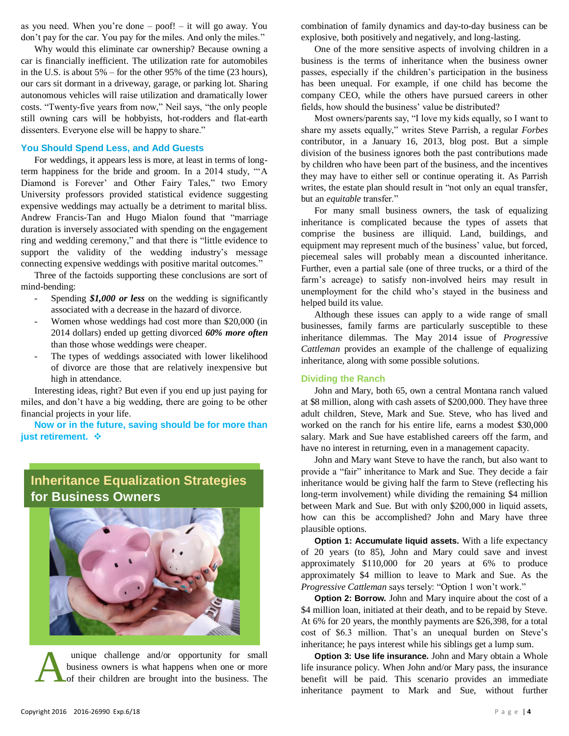as you need. When you're done – poof! – it will go away. You don't pay for the car. You pay for the miles. And only the miles."

Why would this eliminate car ownership? Because owning a car is financially inefficient. The utilization rate for automobiles in the U.S. is about 5% – for the other 95% of the time (23 hours), our cars sit dormant in a driveway, garage, or parking lot. Sharing autonomous vehicles will raise utilization and dramatically lower costs. "Twenty-five years from now," Neil says, "the only people still owning cars will be hobbyists, hot-rodders and flat-earth dissenters. Everyone else will be happy to share."

### You Should Spend Less, and Add Guests

For weddings, it appears less is more, at least in terms of long-term happiness for the bride and groom. In a 2014 study, "'A Diamond is Forever' and Other Fairy Tales," two Emory University professors provided statistical evidence suggesting expensive weddings may actually be a detriment to marital bliss. Andrew Francis-Tan and Hugo Mialon found that "marriage duration is inversely associated with spending on the engagement ring and wedding ceremony," and that there is "little evidence to support the validity of the wedding industry's message connecting expensive weddings with positive marital outcomes."

Three of the factoids supporting these conclusions are sort of mind-bending:

- Spending ***$1,000 or less*** on the wedding is significantly associated with a decrease in the hazard of divorce.
- Women whose weddings had cost more than $20,000 (in 2014 dollars) ended up getting divorced ***60% more often*** than those whose weddings were cheaper.
- The types of weddings associated with lower likelihood of divorce are those that are relatively inexpensive but high in attendance.

Interesting ideas, right? But even if you end up just paying for miles, and don't have a big wedding, there are going to be other financial projects in your life.

**Now or in the future, saving should be for more than just retirement.** ❖

## Inheritance Equalization Strategies for Business Owners

A unique challenge and/or opportunity for small business owners is what happens when one or more of their children are brought into the business. The combination of family dynamics and day-to-day business can be explosive, both positively and negatively, and long-lasting.

One of the more sensitive aspects of involving children in a business is the terms of inheritance when the business owner passes, especially if the children's participation in the business has been unequal. For example, if one child has become the company CEO, while the others have pursued careers in other fields, how should the business' value be distributed?

Most owners/parents say, "I love my kids equally, so I want to share my assets equally," writes Steve Parrish, a regular *Forbes* contributor, in a January 16, 2013, blog post. But a simple division of the business ignores both the past contributions made by children who have been part of the business, and the incentives they may have to either sell or continue operating it. As Parrish writes, the estate plan should result in "not only an equal transfer, but an *equitable* transfer."

For many small business owners, the task of equalizing inheritance is complicated because the types of assets that comprise the business are illiquid. Land, buildings, and equipment may represent much of the business' value, but forced, piecemeal sales will probably mean a discounted inheritance. Further, even a partial sale (one of three trucks, or a third of the farm's acreage) to satisfy non-involved heirs may result in unemployment for the child who's stayed in the business and helped build its value.

Although these issues can apply to a wide range of small businesses, family farms are particularly susceptible to these inheritance dilemmas. The May 2014 issue of *Progressive Cattleman* provides an example of the challenge of equalizing inheritance, along with some possible solutions.

### Dividing the Ranch

John and Mary, both 65, own a central Montana ranch valued at $8 million, along with cash assets of $200,000. They have three adult children, Steve, Mark and Sue. Steve, who has lived and worked on the ranch for his entire life, earns a modest $30,000 salary. Mark and Sue have established careers off the farm, and have no interest in returning, even in a management capacity.

John and Mary want Steve to have the ranch, but also want to provide a "fair" inheritance to Mark and Sue. They decide a fair inheritance would be giving half the farm to Steve (reflecting his long-term involvement) while dividing the remaining $4 million between Mark and Sue. But with only $200,000 in liquid assets, how can this be accomplished? John and Mary have three plausible options.

**Option 1: Accumulate liquid assets.** With a life expectancy of 20 years (to 85), John and Mary could save and invest approximately $110,000 for 20 years at 6% to produce approximately $4 million to leave to Mark and Sue. As the *Progressive Cattleman* says tersely: "Option 1 won't work."

**Option 2: Borrow.** John and Mary inquire about the cost of a $4 million loan, initiated at their death, and to be repaid by Steve. At 6% for 20 years, the monthly payments are $26,398, for a total cost of $6.3 million. That's an unequal burden on Steve's inheritance; he pays interest while his siblings get a lump sum.

**Option 3: Use life insurance.** John and Mary obtain a Whole life insurance policy. When John and/or Mary pass, the insurance benefit will be paid. This scenario provides an immediate inheritance payment to Mark and Sue, without further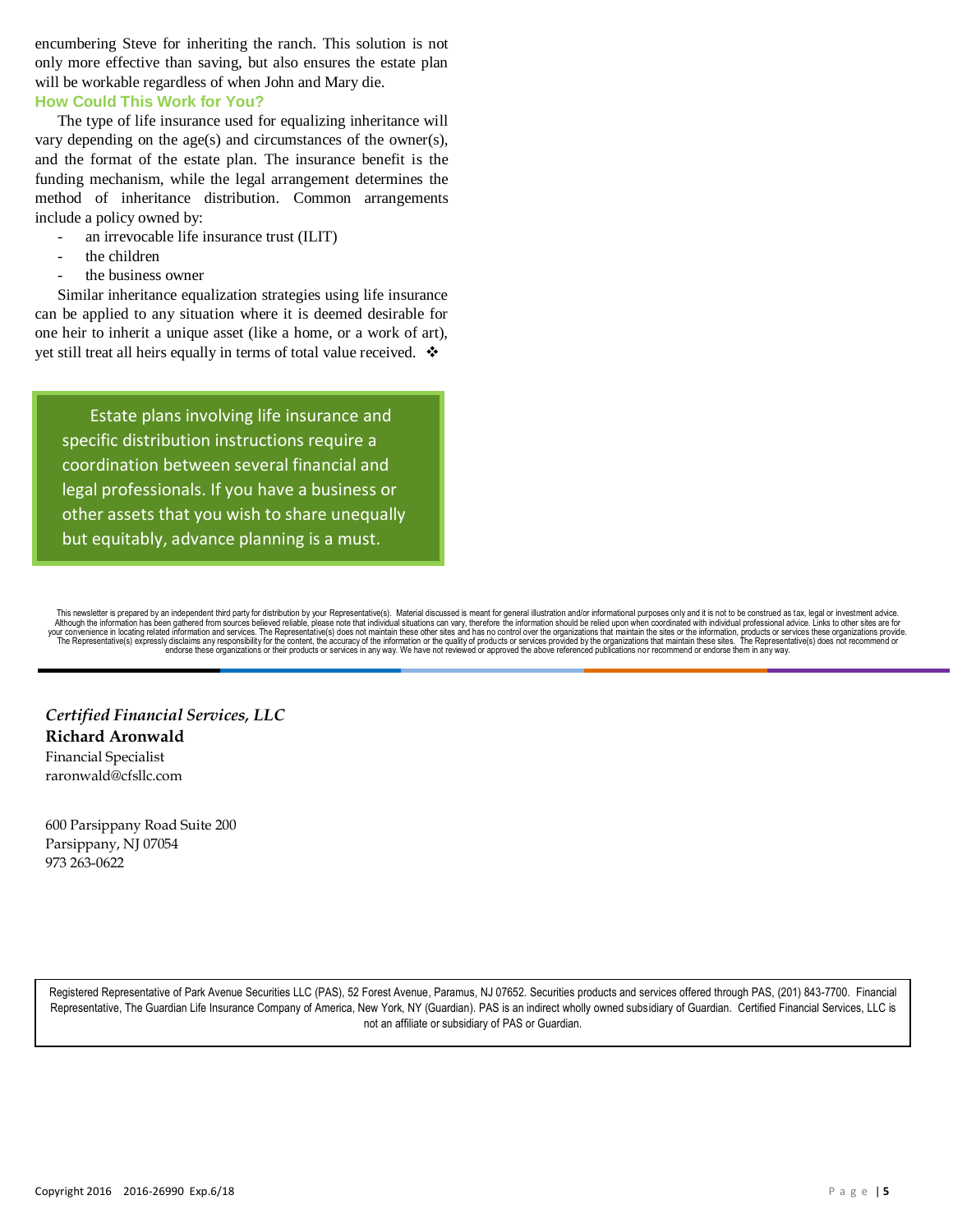encumbering Steve for inheriting the ranch. This solution is not only more effective than saving, but also ensures the estate plan will be workable regardless of when John and Mary die.

### How Could This Work for You?

The type of life insurance used for equalizing inheritance will vary depending on the age(s) and circumstances of the owner(s), and the format of the estate plan. The insurance benefit is the funding mechanism, while the legal arrangement determines the method of inheritance distribution. Common arrangements include a policy owned by:

- an irrevocable life insurance trust (ILIT)
- the children
- the business owner

Similar inheritance equalization strategies using life insurance can be applied to any situation where it is deemed desirable for one heir to inherit a unique asset (like a home, or a work of art), yet still treat all heirs equally in terms of total value received. ❖

> Estate plans involving life insurance and specific distribution instructions require a coordination between several financial and legal professionals. If you have a business or other assets that you wish to share unequally but equitably, advance planning is a must.

This newsletter is prepared by an independent third party for distribution by your Representative(s). Material discussed is meant for general illustration and/or informational purposes only and it is not to be construed as tax, legal or investment advice. Although the information has been gathered from sources believed reliable, please note that individual situations can vary, therefore the information should be relied upon when coordinated with individual professional advice. Links to other sites are for your convenience in locating related information and services. The Representative(s) does not maintain these other sites and has no control over the organizations that maintain the sites or the information, products or services these organizations provide. The Representative(s) expressly disclaims any responsibility for the content, the accuracy of the information or the quality of products or services provided by the organizations that maintain these sites. The Representative(s) does not recommend or endorse these organizations or their products or services in any way. We have not reviewed or approved the above referenced publications nor recommend or endorse them in any way.

*Certified Financial Services, LLC*
**Richard Aronwald**
Financial Specialist
raronwald@cfsllc.com

600 Parsippany Road Suite 200
Parsippany, NJ 07054
973 263-0622

Registered Representative of Park Avenue Securities LLC (PAS), 52 Forest Avenue, Paramus, NJ 07652. Securities products and services offered through PAS, (201) 843-7700. Financial Representative, The Guardian Life Insurance Company of America, New York, NY (Guardian). PAS is an indirect wholly owned subsidiary of Guardian. Certified Financial Services, LLC is not an affiliate or subsidiary of PAS or Guardian.

Copyright 2016 2016-26990 Exp.6/18